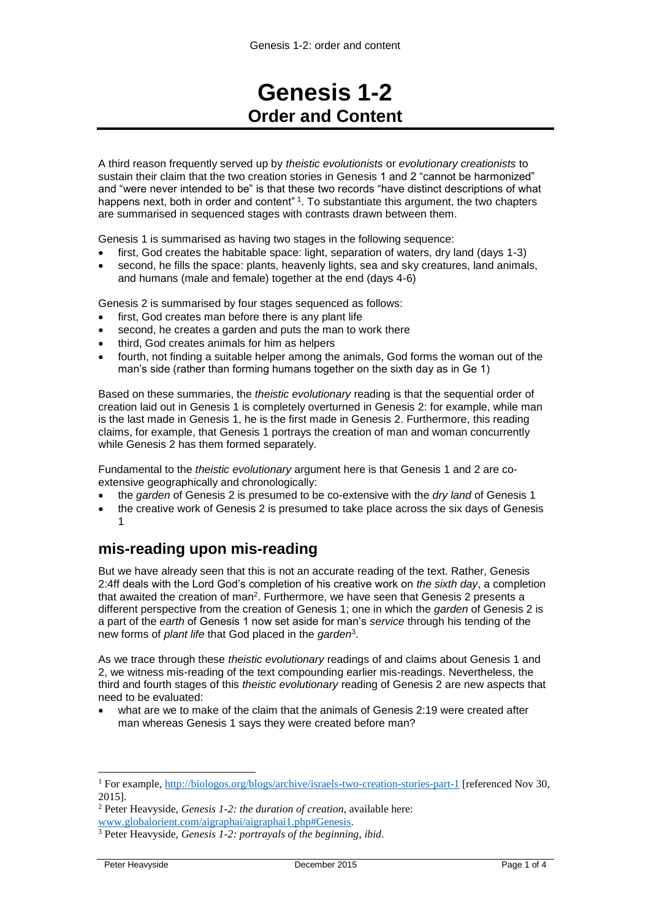# Genesis 1-2
## Order and Content

A third reason frequently served up by *theistic evolutionists* or *evolutionary creationists* to sustain their claim that the two creation stories in Genesis 1 and 2 "cannot be harmonized" and "were never intended to be" is that these two records "have distinct descriptions of what happens next, both in order and content" [1]. To substantiate this argument, the two chapters are summarised in sequenced stages with contrasts drawn between them.

Genesis 1 is summarised as having two stages in the following sequence:

- first, God creates the habitable space: light, separation of waters, dry land (days 1-3)
- second, he fills the space: plants, heavenly lights, sea and sky creatures, land animals, and humans (male and female) together at the end (days 4-6)

Genesis 2 is summarised by four stages sequenced as follows:

- first, God creates man before there is any plant life
- second, he creates a garden and puts the man to work there
- third, God creates animals for him as helpers
- fourth, not finding a suitable helper among the animals, God forms the woman out of the man's side (rather than forming humans together on the sixth day as in Ge 1)

Based on these summaries, the *theistic evolutionary* reading is that the sequential order of creation laid out in Genesis 1 is completely overturned in Genesis 2: for example, while man is the last made in Genesis 1, he is the first made in Genesis 2. Furthermore, this reading claims, for example, that Genesis 1 portrays the creation of man and woman concurrently while Genesis 2 has them formed separately.

Fundamental to the *theistic evolutionary* argument here is that Genesis 1 and 2 are co-extensive geographically and chronologically:

- the *garden* of Genesis 2 is presumed to be co-extensive with the *dry land* of Genesis 1
- the creative work of Genesis 2 is presumed to take place across the six days of Genesis 1

## mis-reading upon mis-reading

But we have already seen that this is not an accurate reading of the text. Rather, Genesis 2:4ff deals with the Lord God's completion of his creative work on *the sixth day*, a completion that awaited the creation of man[2]. Furthermore, we have seen that Genesis 2 presents a different perspective from the creation of Genesis 1; one in which the *garden* of Genesis 2 is a part of the *earth* of Genesis 1 now set aside for man's *service* through his tending of the new forms of *plant life* that God placed in the *garden*[3].

As we trace through these *theistic evolutionary* readings of and claims about Genesis 1 and 2, we witness mis-reading of the text compounding earlier mis-readings. Nevertheless, the third and fourth stages of this *theistic evolutionary* reading of Genesis 2 are new aspects that need to be evaluated:

- what are we to make of the claim that the animals of Genesis 2:19 were created after man whereas Genesis 1 says they were created before man?

---

[1] For example, http://biologos.org/blogs/archive/israels-two-creation-stories-part-1 [referenced Nov 30, 2015].

[2] Peter Heavyside, *Genesis 1-2: the duration of creation*, available here: www.globalorient.com/aigraphai/aigraphai1.php#Genesis.

[3] Peter Heavyside, *Genesis 1-2: portrayals of the beginning*, *ibid*.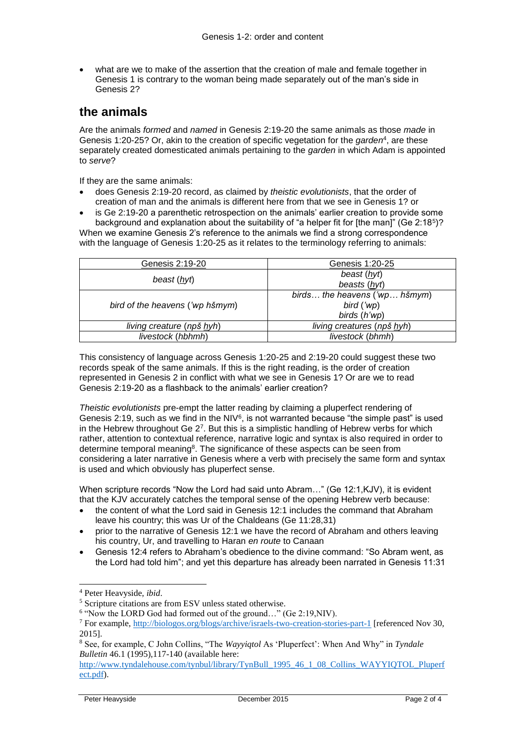- what are we to make of the assertion that the creation of male and female together in Genesis 1 is contrary to the woman being made separately out of the man's side in Genesis 2?

## the animals

Are the animals *formed* and *named* in Genesis 2:19-20 the same animals as those *made* in Genesis 1:20-25? Or, akin to the creation of specific vegetation for the *garden*[4], are these separately created domesticated animals pertaining to the *garden* in which Adam is appointed to *serve*?

If they are the same animals:

- does Genesis 2:19-20 record, as claimed by *theistic evolutionists*, that the order of creation of man and the animals is different here from that we see in Genesis 1? or
- is Ge 2:19-20 a parenthetic retrospection on the animals' earlier creation to provide some background and explanation about the suitability of "a helper fit for [the man]" (Ge 2:18[5])?

When we examine Genesis 2's reference to the animals we find a strong correspondence with the language of Genesis 1:20-25 as it relates to the terminology referring to animals:

| Genesis 2:19-20 | Genesis 1:20-25 |
|---|---|
| *beast* (*ḥyt*) | *beast* (*ḥyt*)<br>*beasts* (*ḥyt*) |
| *bird of the heavens* (*'wp hšmym*) | *birds… the heavens* (*'wp… hšmym*)<br>*bird* (*'wp*)<br>*birds* (*h'wp*) |
| *living creature* (*npš ḥyh*) | *living creatures* (*npš ḥyh*) |
| *livestock* (*hbhmh*) | *livestock* (*bhmh*) |

This consistency of language across Genesis 1:20-25 and 2:19-20 could suggest these two records speak of the same animals. If this is the right reading, is the order of creation represented in Genesis 2 in conflict with what we see in Genesis 1? Or are we to read Genesis 2:19-20 as a flashback to the animals' earlier creation?

*Theistic evolutionists* pre-empt the latter reading by claiming a pluperfect rendering of Genesis 2:19, such as we find in the NIV[6], is not warranted because "the simple past" is used in the Hebrew throughout Ge 2[7]. But this is a simplistic handling of Hebrew verbs for which rather, attention to contextual reference, narrative logic and syntax is also required in order to determine temporal meaning[8]. The significance of these aspects can be seen from considering a later narrative in Genesis where a verb with precisely the same form and syntax is used and which obviously has pluperfect sense.

When scripture records "Now the Lord had said unto Abram…" (Ge 12:1,KJV), it is evident that the KJV accurately catches the temporal sense of the opening Hebrew verb because:

- the content of what the Lord said in Genesis 12:1 includes the command that Abraham leave his country; this was Ur of the Chaldeans (Ge 11:28,31)
- prior to the narrative of Genesis 12:1 we have the record of Abraham and others leaving his country, Ur, and travelling to Haran *en route* to Canaan
- Genesis 12:4 refers to Abraham's obedience to the divine command: "So Abram went, as the Lord had told him"; and yet this departure has already been narrated in Genesis 11:31

---

[4] Peter Heavyside, *ibid*.

[5] Scripture citations are from ESV unless stated otherwise.

[6] "Now the LORD God had formed out of the ground…" (Ge 2:19,NIV).

[7] For example, http://biologos.org/blogs/archive/israels-two-creation-stories-part-1 [referenced Nov 30, 2015].

[8] See, for example, C John Collins, "The *Wayyiqtol* As 'Pluperfect': When And Why" in *Tyndale Bulletin* 46.1 (1995),117-140 (available here: http://www.tyndalehouse.com/tynbul/library/TynBull_1995_46_1_08_Collins_WAYYIQTOL_Pluperfect.pdf).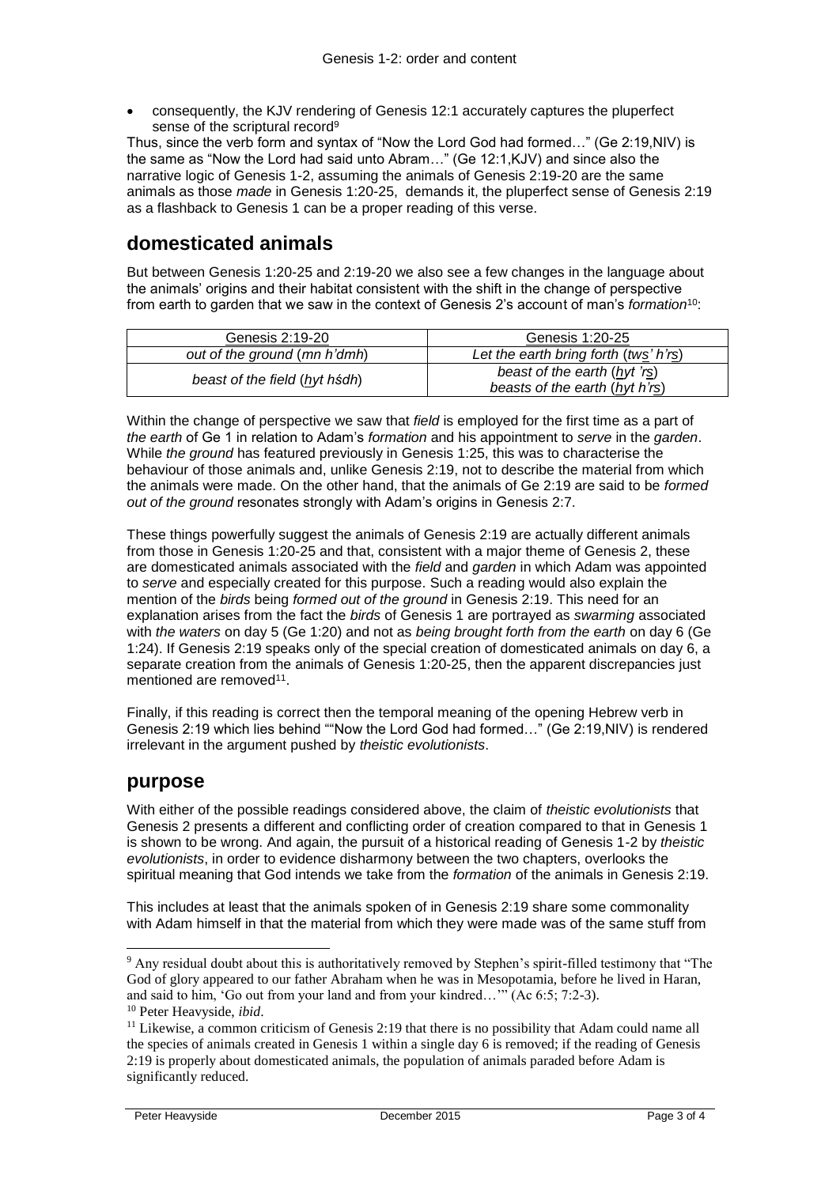- consequently, the KJV rendering of Genesis 12:1 accurately captures the pluperfect sense of the scriptural record[9]

Thus, since the verb form and syntax of "Now the Lord God had formed…" (Ge 2:19,NIV) is the same as "Now the Lord had said unto Abram…" (Ge 12:1,KJV) and since also the narrative logic of Genesis 1-2, assuming the animals of Genesis 2:19-20 are the same animals as those *made* in Genesis 1:20-25, demands it, the pluperfect sense of Genesis 2:19 as a flashback to Genesis 1 can be a proper reading of this verse.

## domesticated animals

But between Genesis 1:20-25 and 2:19-20 we also see a few changes in the language about the animals' origins and their habitat consistent with the shift in the change of perspective from earth to garden that we saw in the context of Genesis 2's account of man's *formation*[10]:

| Genesis 2:19-20 | Genesis 1:20-25 |
|---|---|
| *out of the ground (mn h'dmh)* | *Let the earth bring forth (twṣ' h'rṣ)* |
| *beast of the field (ḥyt hśdh)* | *beast of the earth (ḥyt 'rṣ)*<br>*beasts of the earth (ḥyt h'rṣ)* |

Within the change of perspective we saw that *field* is employed for the first time as a part of *the earth* of Ge 1 in relation to Adam's *formation* and his appointment to *serve* in the *garden*. While *the ground* has featured previously in Genesis 1:25, this was to characterise the behaviour of those animals and, unlike Genesis 2:19, not to describe the material from which the animals were made. On the other hand, that the animals of Ge 2:19 are said to be *formed out of the ground* resonates strongly with Adam's origins in Genesis 2:7.

These things powerfully suggest the animals of Genesis 2:19 are actually different animals from those in Genesis 1:20-25 and that, consistent with a major theme of Genesis 2, these are domesticated animals associated with the *field* and *garden* in which Adam was appointed to *serve* and especially created for this purpose. Such a reading would also explain the mention of the *birds* being *formed out of the ground* in Genesis 2:19. This need for an explanation arises from the fact the *birds* of Genesis 1 are portrayed as *swarming* associated with *the waters* on day 5 (Ge 1:20) and not as *being brought forth from the earth* on day 6 (Ge 1:24). If Genesis 2:19 speaks only of the special creation of domesticated animals on day 6, a separate creation from the animals of Genesis 1:20-25, then the apparent discrepancies just mentioned are removed[11].

Finally, if this reading is correct then the temporal meaning of the opening Hebrew verb in Genesis 2:19 which lies behind ""Now the Lord God had formed…" (Ge 2:19,NIV) is rendered irrelevant in the argument pushed by *theistic evolutionists*.

## purpose

With either of the possible readings considered above, the claim of *theistic evolutionists* that Genesis 2 presents a different and conflicting order of creation compared to that in Genesis 1 is shown to be wrong. And again, the pursuit of a historical reading of Genesis 1-2 by *theistic evolutionists*, in order to evidence disharmony between the two chapters, overlooks the spiritual meaning that God intends we take from the *formation* of the animals in Genesis 2:19.

This includes at least that the animals spoken of in Genesis 2:19 share some commonality with Adam himself in that the material from which they were made was of the same stuff from

---

[9] Any residual doubt about this is authoritatively removed by Stephen's spirit-filled testimony that "The God of glory appeared to our father Abraham when he was in Mesopotamia, before he lived in Haran, and said to him, 'Go out from your land and from your kindred…'" (Ac 6:5; 7:2-3).

[10] Peter Heavyside, *ibid*.

[11] Likewise, a common criticism of Genesis 2:19 that there is no possibility that Adam could name all the species of animals created in Genesis 1 within a single day 6 is removed; if the reading of Genesis 2:19 is properly about domesticated animals, the population of animals paraded before Adam is significantly reduced.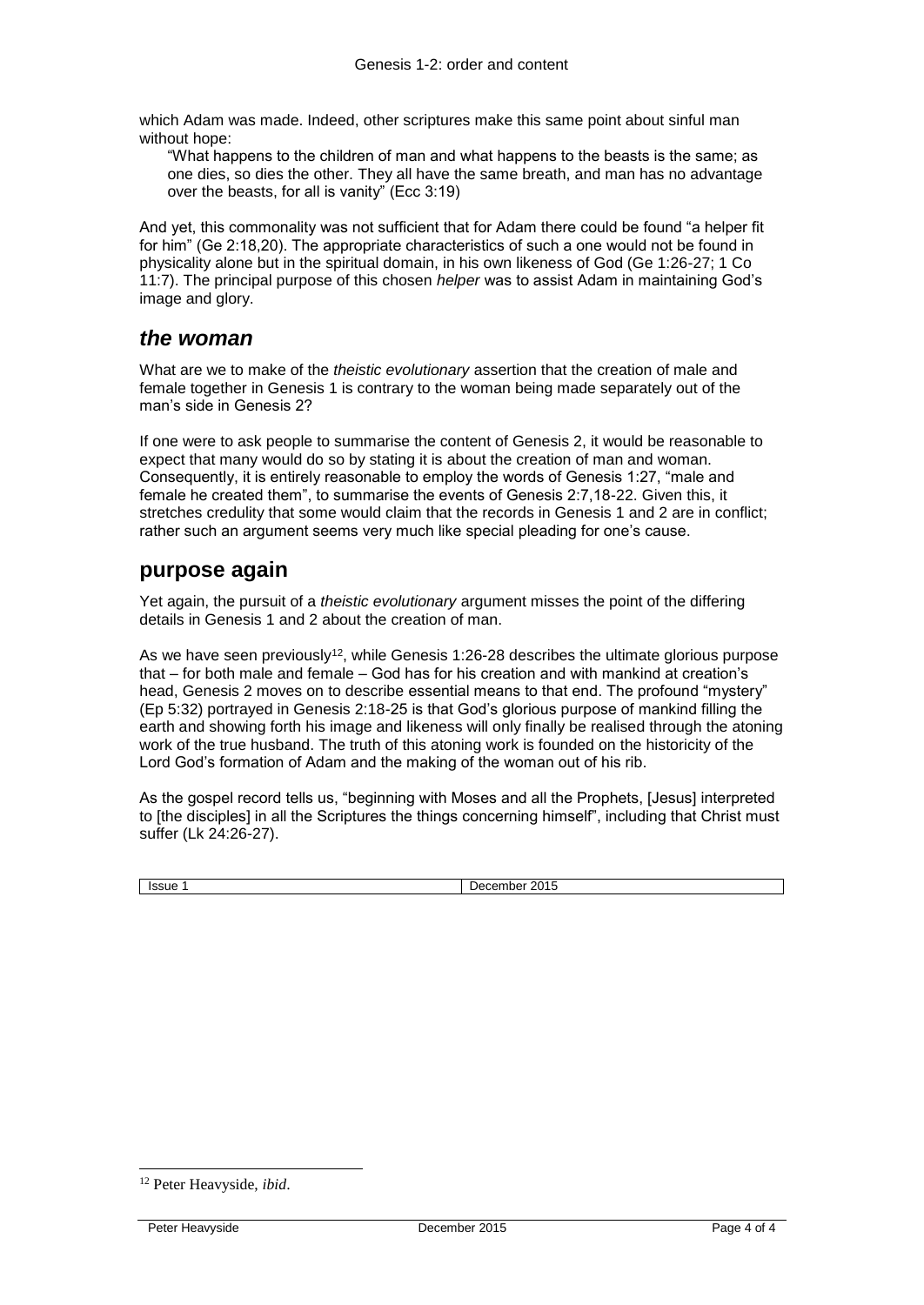which Adam was made. Indeed, other scriptures make this same point about sinful man without hope:

> “What happens to the children of man and what happens to the beasts is the same; as one dies, so dies the other. They all have the same breath, and man has no advantage over the beasts, for all is vanity” (Ecc 3:19)

And yet, this commonality was not sufficient that for Adam there could be found “a helper fit for him” (Ge 2:18,20). The appropriate characteristics of such a one would not be found in physicality alone but in the spiritual domain, in his own likeness of God (Ge 1:26-27; 1 Co 11:7). The principal purpose of this chosen *helper* was to assist Adam in maintaining God’s image and glory.

## *the woman*

What are we to make of the *theistic evolutionary* assertion that the creation of male and female together in Genesis 1 is contrary to the woman being made separately out of the man’s side in Genesis 2?

If one were to ask people to summarise the content of Genesis 2, it would be reasonable to expect that many would do so by stating it is about the creation of man and woman. Consequently, it is entirely reasonable to employ the words of Genesis 1:27, “male and female he created them”, to summarise the events of Genesis 2:7,18-22. Given this, it stretches credulity that some would claim that the records in Genesis 1 and 2 are in conflict; rather such an argument seems very much like special pleading for one’s cause.

## purpose again

Yet again, the pursuit of a *theistic evolutionary* argument misses the point of the differing details in Genesis 1 and 2 about the creation of man.

As we have seen previously[12], while Genesis 1:26-28 describes the ultimate glorious purpose that – for both male and female – God has for his creation and with mankind at creation’s head, Genesis 2 moves on to describe essential means to that end. The profound “mystery” (Ep 5:32) portrayed in Genesis 2:18-25 is that God’s glorious purpose of mankind filling the earth and showing forth his image and likeness will only finally be realised through the atoning work of the true husband. The truth of this atoning work is founded on the historicity of the Lord God’s formation of Adam and the making of the woman out of his rib.

As the gospel record tells us, “beginning with Moses and all the Prophets, [Jesus] interpreted to [the disciples] in all the Scriptures the things concerning himself”, including that Christ must suffer (Lk 24:26-27).

| Issue 1 | December 2015 |
|---|---|

[12] Peter Heavyside, *ibid*.